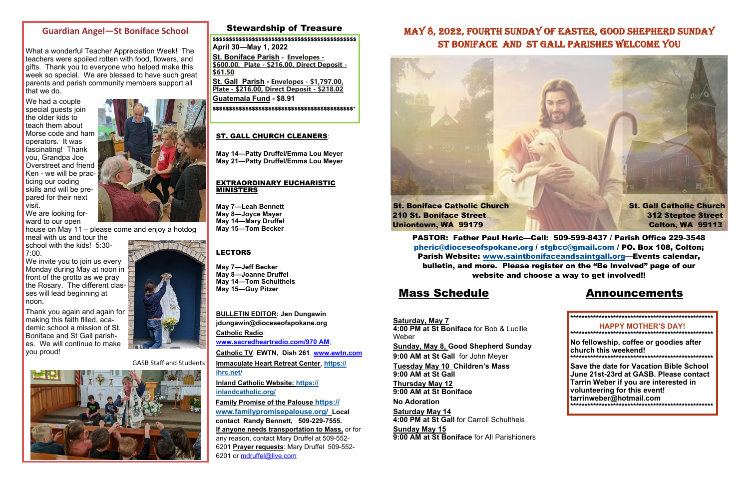## Guardian Angel—St Boniface School

What a wonderful Teacher Appreciation Week! The teachers were spoiled rotten with food, flowers, and gifts. Thank you to everyone who helped make this week so special. We are blessed to have such great parents and parish community members support all that we do.

We had a couple special guests join the older kids to teach them about Morse code and ham operators. It was fascinating! Thank you, Grandpa Joe Overstreet and friend Ken - we will be practicing our coding skills and will be prepared for their next visit.

We are looking forward to our open house on May 11 – please come and enjoy a hotdog meal with us and tour the school with the kids! 5:30-7:00.

We invite you to join us every Monday during May at noon in front of the grotto as we pray the Rosary. The different classes will lead beginning at noon.

Thank you again and again for making this faith filled, academic school a mission of St. Boniface and St Gall parishes. We will continue to make you proud!

GASB Staff and Students

## Stewardship of Treasure

$$$$$$$$$$$$$$$$$$$$$$$$$$$$$$$$$$$$$$$$$$$$$$$$

**April 30—May 1, 2022**

**St. Boniface Parish - Envelopes - $600.00, Plate - $216.00, Direct Deposit - $61.50**

**St. Gall Parish - Envelopes - $1,797.00, Plate - $216.00, Direct Deposit - $218.02**

**Guatemala Fund - $8.91**

$$$$$$$$$$$$$$$$$$$$$$$$$$$$$$$$$$$$$$$$$$$$$$$$

**ST. GALL CHURCH CLEANERS**:

**May 14—Patty Druffel/Emma Lou Meyer**
**May 21—Patty Druffel/Emma Lou Meyer**

**EXTRAORDINARY EUCHARISTIC MINISTERS**

**May 7—Leah Bennett**
**May 8—Joyce Mayer**
**May 14—Mary Druffel**
**May 15—Tom Becker**

**LECTORS**

**May 7—Jeff Becker**
**May 8—Joanne Druffel**
**May 14—Tom Schultheis**
**May 15—Guy Pitzer**

**BULLETIN EDITOR: Jen Dungawin**
**jdungawin@dioceseofspokane.org**

**Catholic Radio**: **www.sacredheartradio.com/970 AM**;

**Catholic TV**: **EWTN, Dish 261**, **www.ewtn.com**

**Immaculate Heart Retreat Center**, **https://ihrc.net/**

**Inland Catholic Website: https://inlandcatholic.org/**

**Family Promise of the Palouse https://www.familypromisepalouse.org/ Local contact Randy Bennett, 509-229-7555.**

**If anyone needs transportation to Mass,** or for any reason, contact Mary Druffel at 509-552-6201 **Prayer requests**: Mary Druffel 509-552-6201 or mdruffel@live.com

# MAY 8, 2022, FOURTH SUNDAY OF EASTER, GOOD SHEPHERD SUNDAY
# ST BONIFACE AND ST GALL PARISHES WELCOME YOU

**St. Boniface Catholic Church**
**210 St. Boniface Street**
**Uniontown, WA 99179**

**St. Gall Catholic Church**
**312 Steptoe Street**
**Colton, WA 99113**

**PASTOR: Father Paul Heric—Cell: 509-599-8437 / Parish Office 229-3548**
**pheric@dioceseofspokane.org / stgbcc@gmail.com / PO. Box 108, Colton;**
**Parish Website: www.saintbonifaceandsaintgall.org—Events calendar, bulletin, and more. Please register on the "Be Involved" page of our website and choose a way to get involved!!**

## Mass Schedule

**Saturday, May 7**
**4:00 PM at St Boniface** for Bob & Lucille Weber

**Sunday, May 8, Good Shepherd Sunday**
**9:00 AM at St Gall** for John Meyer

**Tuesday May 10 Children's Mass**
**9:00 AM at St Gall**

**Thursday May 12**
**9:00 AM at St Boniface**

**No Adoration**

**Saturday May 14**
**4:00 PM at St Gall** for Carroll Schultheis

**Sunday May 15**
**9:00 AM at St Boniface** for All Parishioners

## Announcements

****************************************************

**HAPPY MOTHER'S DAY!**

****************************************************

**No fellowship, coffee or goodies after church this weekend!**

****************************************************

**Save the date for Vacation Bible School June 21st-23rd at GASB. Please contact Tarrin Weber if you are interested in volunteering for this event! tarrinweber@hotmail.com**

****************************************************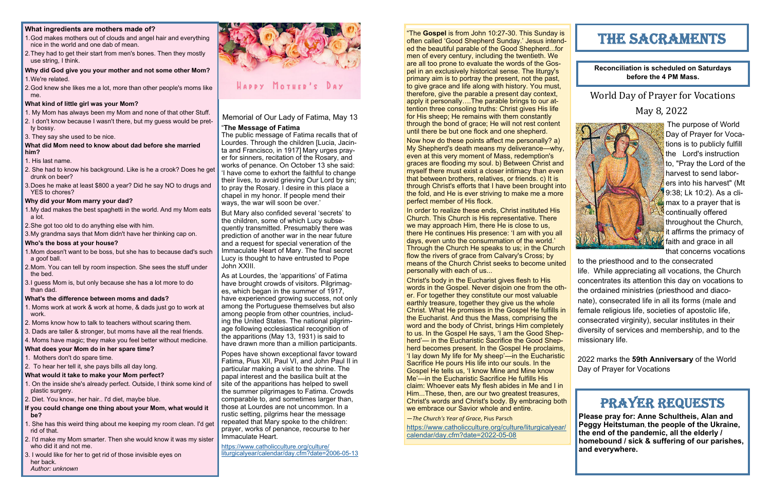### What ingredients are mothers made of?

1. God makes mothers out of clouds and angel hair and everything nice in the world and one dab of mean.
2. They had to get their start from men's bones. Then they mostly use string, I think.

**Why did God give you your mother and not some other Mom?**

1. We're related.
2. God knew she likes me a lot, more than other people's moms like me.

**What kind of little girl was your Mom?**

1. My Mom has always been my Mom and none of that other Stuff.
2. I don't know because I wasn't there, but my guess would be pretty bossy.
3. They say she used to be nice.

**What did Mom need to know about dad before she married him?**

1. His last name.
2. She had to know his background. Like is he a crook? Does he get drunk on beer?
3. Does he make at least $800 a year? Did he say NO to drugs and YES to chores?

**Why did your Mom marry your dad?**

1. My dad makes the best spaghetti in the world. And my Mom eats a lot.
2. She got too old to do anything else with him.
3. My grandma says that Mom didn't have her thinking cap on.

**Who's the boss at your house?**

1. Mom doesn't want to be boss, but she has to because dad's such a goof ball.
2. Mom. You can tell by room inspection. She sees the stuff under the bed.
3. I guess Mom is, but only because she has a lot more to do than dad.

**What's the difference between moms and dads?**

1. Moms work at work & work at home, & dads just go to work at work.
2. Moms know how to talk to teachers without scaring them.
3. Dads are taller & stronger, but moms have all the real friends.
4. Moms have magic; they make you feel better without medicine.

**What does your Mom do in her spare time?**

1. Mothers don't do spare time.
2. To hear her tell it, she pays bills all day long.

**What would it take to make your Mom perfect?**

1. On the inside she's already perfect. Outside, I think some kind of plastic surgery.
2. Diet. You know, her hair.. I'd diet, maybe blue.

**If you could change one thing about your Mom, what would it be?**

1. She has this weird thing about me keeping my room clean. I'd get rid of that.
2. I'd make my Mom smarter. Then she would know it was my sister who did it and not me.
3. I would like for her to get rid of those invisible eyes on her back.

*Author: unknown*

HAPPY MOTHER'S DAY

## Memorial of Our Lady of Fatima, May 13

"**The Message of Fatima**
The public message of Fatima recalls that of Lourdes. Through the children [Lucia, Jacinta and Francisco, in 1917] Mary urges prayer for sinners, recitation of the Rosary, and works of penance. On October 13 she said: 'I have come to exhort the faithful to change their lives, to avoid grieving Our Lord by sin; to pray the Rosary. I desire in this place a chapel in my honor. If people mend their ways, the war will soon be over.'

But Mary also confided several 'secrets' to the children, some of which Lucy subsequently transmitted. Presumably there was prediction of another war in the near future and a request for special veneration of the Immaculate Heart of Mary. The final secret Lucy is thought to have entrusted to Pope John XXIII.

As at Lourdes, the 'apparitions' of Fatima have brought crowds of visitors. Pilgrimages, which began in the summer of 1917, have experienced growing success, not only among the Portuguese themselves but also among people from other countries, including the United States. The national pilgrimage following ecclesiastical recognition of the apparitions (May 13, 1931) is said to have drawn more than a million participants.

Popes have shown exceptional favor toward Fatima, Pius XII, Paul VI, and John Paul II in particular making a visit to the shrine. The papal interest and the basilica built at the site of the apparitions has helped to swell the summer pilgrimages to Fatima. Crowds comparable to, and sometimes larger than, those at Lourdes are not uncommon. In a rustic setting, pilgrims hear the message repeated that Mary spoke to the children: prayer, works of penance, recourse to her Immaculate Heart.

https://www.catholicculture.org/culture/liturgicalyear/calendar/day.cfm?date=2006-05-13

"The **Gospel** is from John 10:27-30. This Sunday is often called 'Good Shepherd Sunday.' Jesus intended the beautiful parable of the Good Shepherd...for men of every century, including the twentieth. We are all too prone to evaluate the words of the Gospel in an exclusively historical sense. The liturgy's primary aim is to portray the present, not the past, to give grace and life along with history. You must, therefore, give the parable a present day context, apply it personally….The parable brings to our attention three consoling truths: Christ gives His life for His sheep; He remains with them constantly through the bond of grace; He will not rest content until there be but one flock and one shepherd.

Now how do these points affect me personally? a) My Shepherd's death means my deliverance—why, even at this very moment of Mass, redemption's graces are flooding my soul. b) Between Christ and myself there must exist a closer intimacy than even that between brothers, relatives, or friends. c) It is through Christ's efforts that I have been brought into the fold, and He is ever striving to make me a more perfect member of His flock.

In order to realize these ends, Christ instituted His Church. This Church is His representative. There we may approach Him, there He is close to us, there He continues His presence: 'I am with you all days, even unto the consummation of the world.' Through the Church He speaks to us; in the Church flow the rivers of grace from Calvary's Cross; by means of the Church Christ seeks to become united personally with each of us...

Christ's body in the Eucharist gives flesh to His words in the Gospel. Never disjoin one from the other. For together they constitute our most valuable earthly treasure, together they give us the whole Christ. What He promises in the Gospel He fulfills in the Eucharist. And thus the Mass, comprising the word and the body of Christ, brings Him completely to us. In the Gospel He says, 'I am the Good Shepherd'— in the Eucharistic Sacrifice the Good Shepherd becomes present. In the Gospel He proclaims, 'I lay down My life for My sheep'—in the Eucharistic Sacrifice He pours His life into our souls. In the Gospel He tells us, 'I know Mine and Mine know Me'—in the Eucharistic Sacrifice He fulfills His claim: Whoever eats My flesh abides in Me and I in Him...These, then, are our two greatest treasures, Christ's words and Christ's body. By embracing both we embrace our Savior whole and entire.

—*The Church's Year of Grace*, Pius Parsch

https://www.catholicculture.org/culture/liturgicalyear/calendar/day.cfm?date=2022-05-08

# THE SACRAMENTS

**Reconciliation is scheduled on Saturdays before the 4 PM Mass.**

## World Day of Prayer for Vocations
## May 8, 2022

The purpose of World Day of Prayer for Vocations is to publicly fulfill the Lord's instruction to, "Pray the Lord of the harvest to send laborers into his harvest" (Mt 9:38; Lk 10:2). As a climax to a prayer that is continually offered throughout the Church, it affirms the primacy of faith and grace in all that concerns vocations to the priesthood and to the consecrated life. While appreciating all vocations, the Church concentrates its attention this day on vocations to the ordained ministries (priesthood and diaconate), consecrated life in all its forms (male and female religious life, societies of apostolic life, consecrated virginity), secular institutes in their diversity of services and membership, and to the missionary life.

2022 marks the **59th Anniversary** of the World Day of Prayer for Vocations

# PRAYER REQUESTS

**Please pray for: Anne Schultheis, Alan and Peggy Heitstuman, the people of the Ukraine, the end of the pandemic, all the elderly / homebound / sick & suffering of our parishes, and everywhere.**